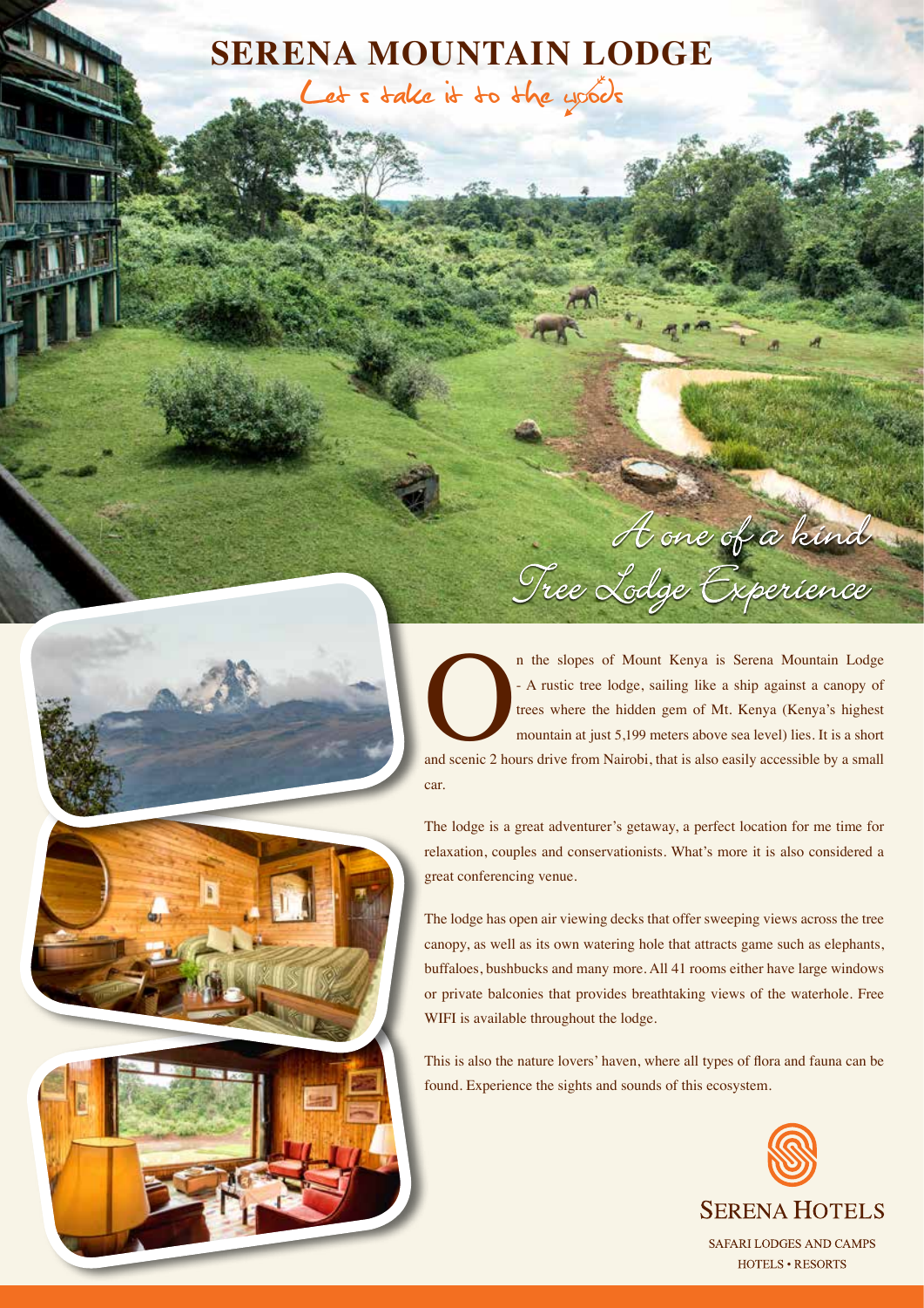# SERENA MOUNTAIN LODGE

Let's take it to the woods

*A one of a kind Tree Lodge Experience*

On the slopes of Mount Kenya is Serena Mountain Lodge - A rustic tree lodge, sailing like a ship against a canopy of trees where the hidden gem of Mt. Kenya (Kenya's highest mountain at just 5,199 meters above sea level) lies. It is a short and scenic 2 hours drive from Nairobi, that is also easily accessible by a small car.

The lodge is a great adventurer's getaway, a perfect location for me time for relaxation, couples and conservationists. What's more it is also considered a great conferencing venue.

The lodge has open air viewing decks that offer sweeping views across the tree canopy, as well as its own watering hole that attracts game such as elephants, buffaloes, bushbucks and many more. All 41 rooms either have large windows or private balconies that provides breathtaking views of the waterhole. Free WIFI is available throughout the lodge.

This is also the nature lovers' haven, where all types of flora and fauna can be found. Experience the sights and sounds of this ecosystem.

SERENA HOTELS

SAFARI LODGES AND CAMPS
HOTELS • RESORTS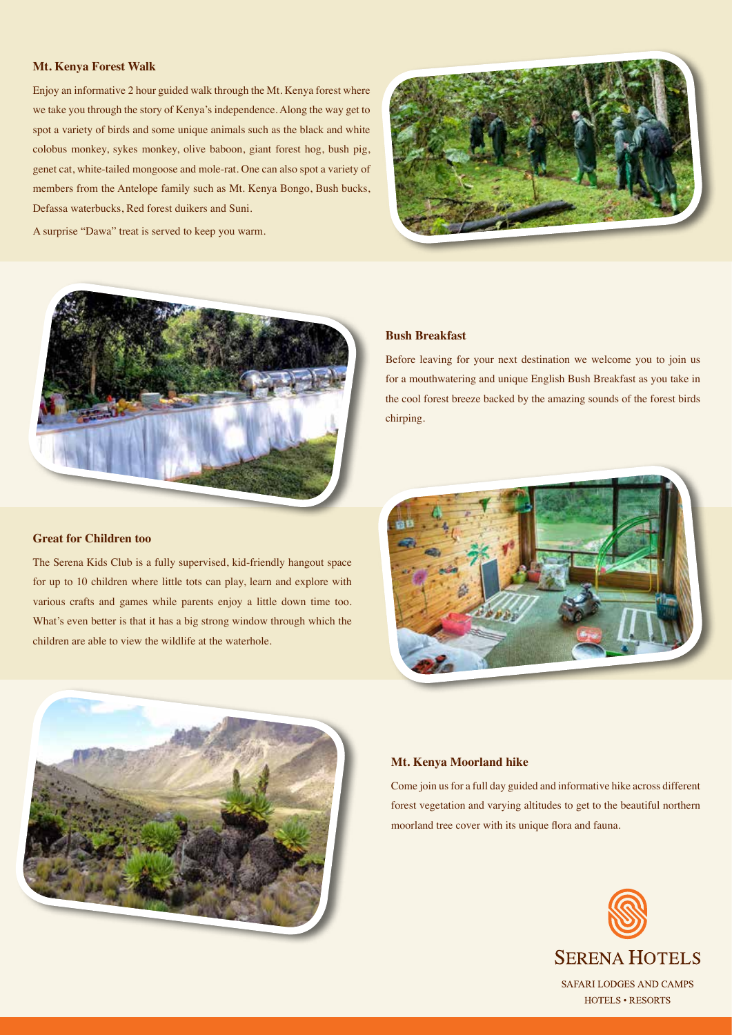## Mt. Kenya Forest Walk

Enjoy an informative 2 hour guided walk through the Mt. Kenya forest where we take you through the story of Kenya's independence. Along the way get to spot a variety of birds and some unique animals such as the black and white colobus monkey, sykes monkey, olive baboon, giant forest hog, bush pig, genet cat, white-tailed mongoose and mole-rat. One can also spot a variety of members from the Antelope family such as Mt. Kenya Bongo, Bush bucks, Defassa waterbucks, Red forest duikers and Suni.

A surprise "Dawa" treat is served to keep you warm.

## Bush Breakfast

Before leaving for your next destination we welcome you to join us for a mouthwatering and unique English Bush Breakfast as you take in the cool forest breeze backed by the amazing sounds of the forest birds chirping.

## Great for Children too

The Serena Kids Club is a fully supervised, kid-friendly hangout space for up to 10 children where little tots can play, learn and explore with various crafts and games while parents enjoy a little down time too. What's even better is that it has a big strong window through which the children are able to view the wildlife at the waterhole.

## Mt. Kenya Moorland hike

Come join us for a full day guided and informative hike across different forest vegetation and varying altitudes to get to the beautiful northern moorland tree cover with its unique flora and fauna.

SERENA HOTELS

SAFARI LODGES AND CAMPS
HOTELS • RESORTS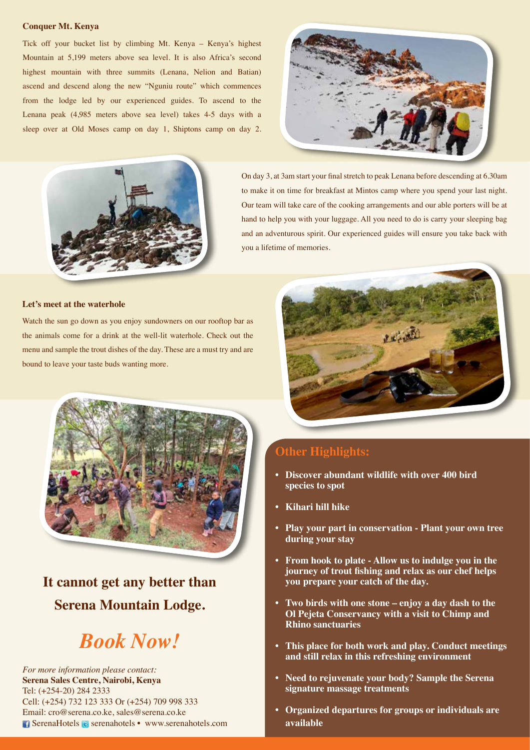## Conquer Mt. Kenya

Tick off your bucket list by climbing Mt. Kenya – Kenya's highest Mountain at 5,199 meters above sea level. It is also Africa's second highest mountain with three summits (Lenana, Nelion and Batian) ascend and descend along the new "Nguniu route" which commences from the lodge led by our experienced guides. To ascend to the Lenana peak (4,985 meters above sea level) takes 4-5 days with a sleep over at Old Moses camp on day 1, Shiptons camp on day 2. On day 3, at 3am start your final stretch to peak Lenana before descending at 6.30am to make it on time for breakfast at Mintos camp where you spend your last night. Our team will take care of the cooking arrangements and our able porters will be at hand to help you with your luggage. All you need to do is carry your sleeping bag and an adventurous spirit. Our experienced guides will ensure you take back with you a lifetime of memories.

## Let's meet at the waterhole

Watch the sun go down as you enjoy sundowners on our rooftop bar as the animals come for a drink at the well-lit waterhole. Check out the menu and sample the trout dishes of the day. These are a must try and are bound to leave your taste buds wanting more.

## Other Highlights:

- **Discover abundant wildlife with over 400 bird species to spot**
- **Kihari hill hike**
- **Play your part in conservation - Plant your own tree during your stay**
- **From hook to plate - Allow us to indulge you in the journey of trout fishing and relax as our chef helps you prepare your catch of the day.**
- **Two birds with one stone – enjoy a day dash to the Ol Pejeta Conservancy with a visit to Chimp and Rhino sanctuaries**
- **This place for both work and play. Conduct meetings and still relax in this refreshing environment**
- **Need to rejuvenate your body? Sample the Serena signature massage treatments**
- **Organized departures for groups or individuals are available**

**It cannot get any better than Serena Mountain Lodge.**

***Book Now!***

*For more information please contact:*
**Serena Sales Centre, Nairobi, Kenya**
Tel: (+254-20) 284 2333
Cell: (+254) 732 123 333 Or (+254) 709 998 333
Email: cro@serena.co.ke, sales@serena.co.ke
SerenaHotels serenahotels • www.serenahotels.com